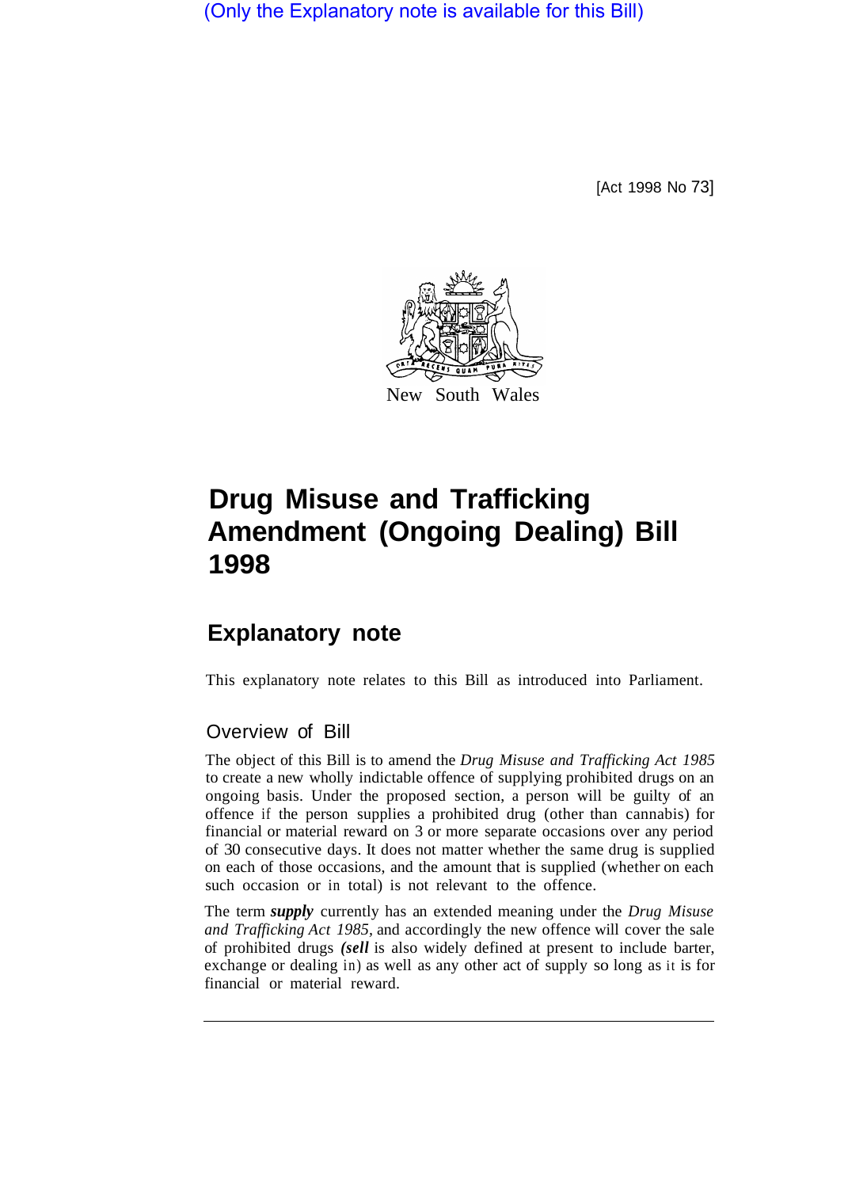(Only the Explanatory note is available for this Bill)

[Act 1998 No 73]

New South Wales

# Drug Misuse and Trafficking Amendment (Ongoing Dealing) Bill 1998

## Explanatory note

This explanatory note relates to this Bill as introduced into Parliament.

### Overview of Bill

The object of this Bill is to amend the *Drug Misuse and Trafficking Act 1985* to create a new wholly indictable offence of supplying prohibited drugs on an ongoing basis. Under the proposed section, a person will be guilty of an offence if the person supplies a prohibited drug (other than cannabis) for financial or material reward on 3 or more separate occasions over any period of 30 consecutive days. It does not matter whether the same drug is supplied on each of those occasions, and the amount that is supplied (whether on each such occasion or in total) is not relevant to the offence.

The term ***supply*** currently has an extended meaning under the *Drug Misuse and Trafficking Act 1985*, and accordingly the new offence will cover the sale of prohibited drugs ***(sell*** is also widely defined at present to include barter, exchange or dealing in) as well as any other act of supply so long as it is for financial or material reward.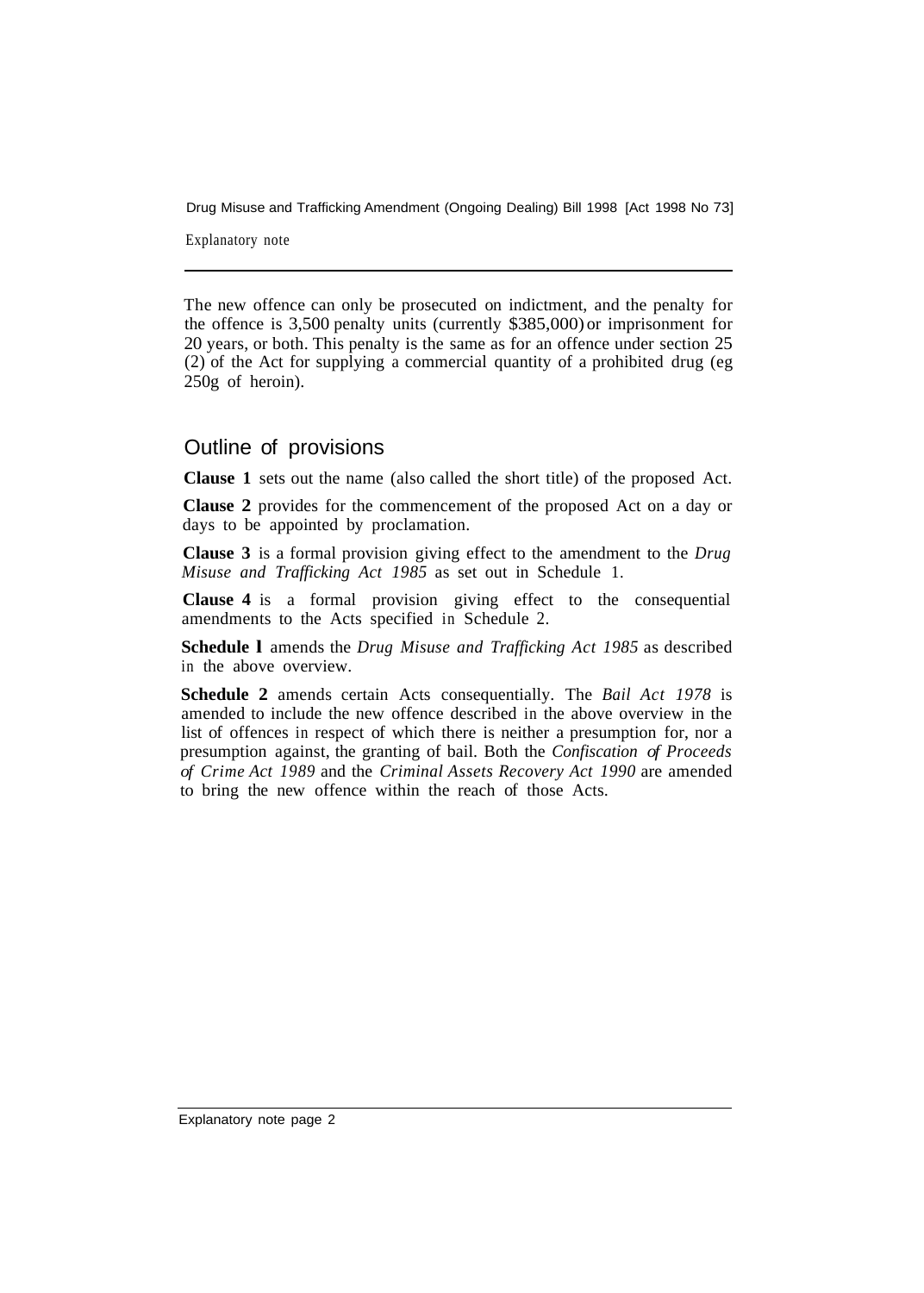The new offence can only be prosecuted on indictment, and the penalty for the offence is 3,500 penalty units (currently $385,000) or imprisonment for 20 years, or both. This penalty is the same as for an offence under section 25 (2) of the Act for supplying a commercial quantity of a prohibited drug (eg 250g of heroin).

## Outline of provisions

**Clause 1** sets out the name (also called the short title) of the proposed Act.

**Clause 2** provides for the commencement of the proposed Act on a day or days to be appointed by proclamation.

**Clause 3** is a formal provision giving effect to the amendment to the *Drug Misuse and Trafficking Act 1985* as set out in Schedule 1.

**Clause 4** is a formal provision giving effect to the consequential amendments to the Acts specified in Schedule 2.

**Schedule 1** amends the *Drug Misuse and Trafficking Act 1985* as described in the above overview.

**Schedule 2** amends certain Acts consequentially. The *Bail Act 1978* is amended to include the new offence described in the above overview in the list of offences in respect of which there is neither a presumption for, nor a presumption against, the granting of bail. Both the *Confiscation of Proceeds of Crime Act 1989* and the *Criminal Assets Recovery Act 1990* are amended to bring the new offence within the reach of those Acts.